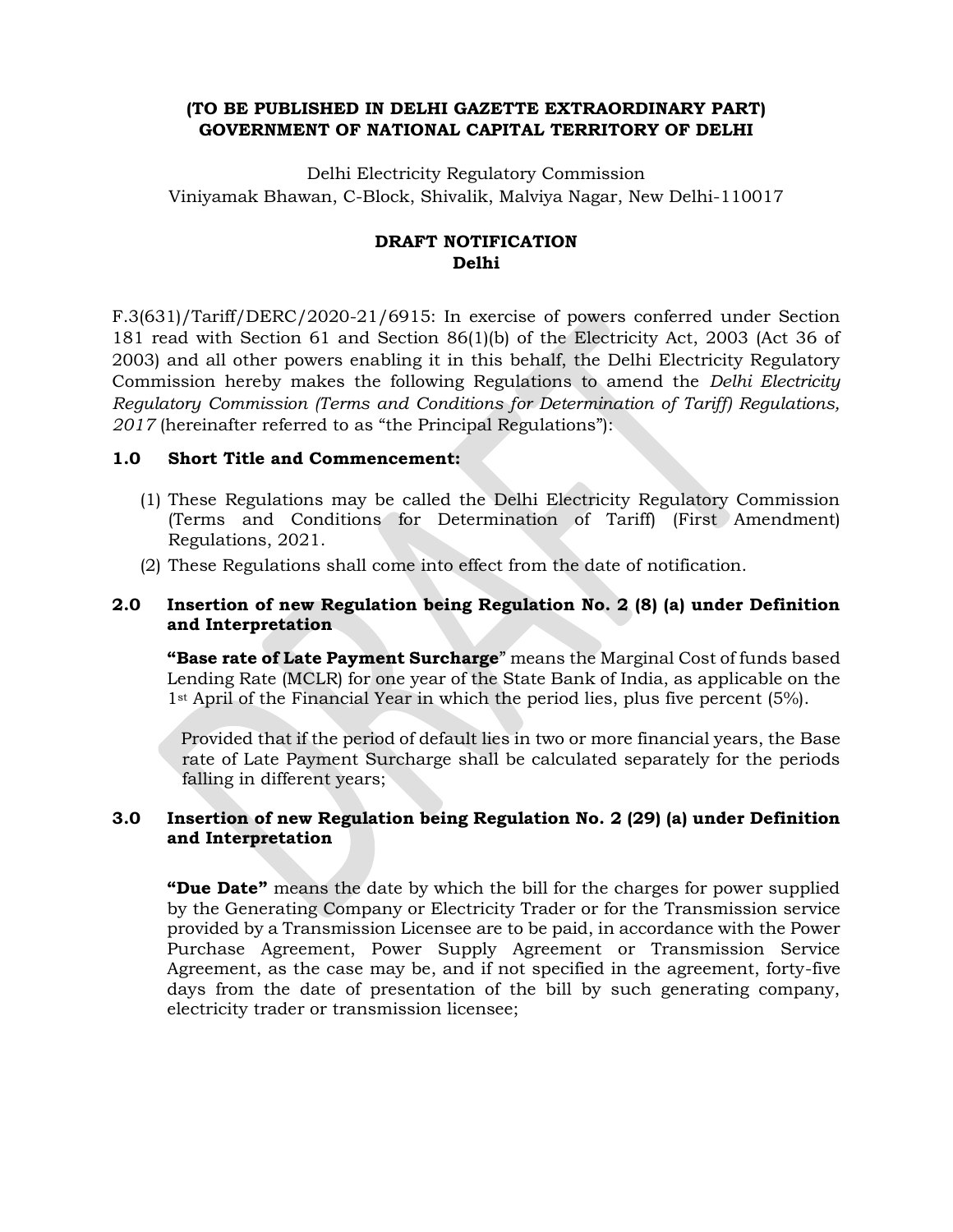**(TO BE PUBLISHED IN DELHI GAZETTE EXTRAORDINARY PART)**
**GOVERNMENT OF NATIONAL CAPITAL TERRITORY OF DELHI**

Delhi Electricity Regulatory Commission
Viniyamak Bhawan, C-Block, Shivalik, Malviya Nagar, New Delhi-110017

**DRAFT NOTIFICATION**
**Delhi**

F.3(631)/Tariff/DERC/2020-21/6915: In exercise of powers conferred under Section 181 read with Section 61 and Section 86(1)(b) of the Electricity Act, 2003 (Act 36 of 2003) and all other powers enabling it in this behalf, the Delhi Electricity Regulatory Commission hereby makes the following Regulations to amend the *Delhi Electricity Regulatory Commission (Terms and Conditions for Determination of Tariff) Regulations, 2017* (hereinafter referred to as "the Principal Regulations"):

### 1.0 Short Title and Commencement:

(1) These Regulations may be called the Delhi Electricity Regulatory Commission (Terms and Conditions for Determination of Tariff) (First Amendment) Regulations, 2021.

(2) These Regulations shall come into effect from the date of notification.

### 2.0 Insertion of new Regulation being Regulation No. 2 (8) (a) under Definition and Interpretation

**"Base rate of Late Payment Surcharge**" means the Marginal Cost of funds based Lending Rate (MCLR) for one year of the State Bank of India, as applicable on the 1st April of the Financial Year in which the period lies, plus five percent (5%).

Provided that if the period of default lies in two or more financial years, the Base rate of Late Payment Surcharge shall be calculated separately for the periods falling in different years;

### 3.0 Insertion of new Regulation being Regulation No. 2 (29) (a) under Definition and Interpretation

**"Due Date"** means the date by which the bill for the charges for power supplied by the Generating Company or Electricity Trader or for the Transmission service provided by a Transmission Licensee are to be paid, in accordance with the Power Purchase Agreement, Power Supply Agreement or Transmission Service Agreement, as the case may be, and if not specified in the agreement, forty-five days from the date of presentation of the bill by such generating company, electricity trader or transmission licensee;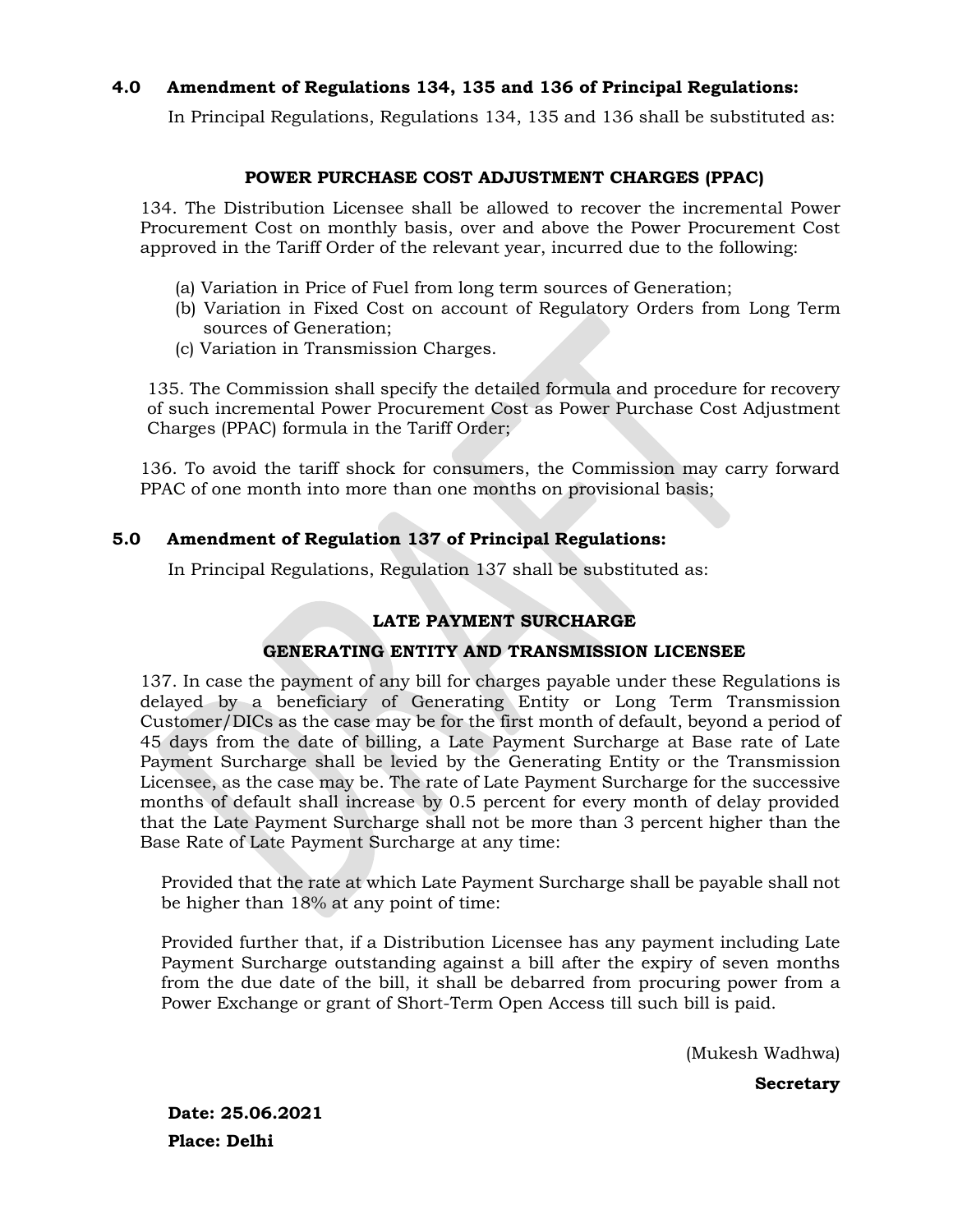## 4.0 Amendment of Regulations 134, 135 and 136 of Principal Regulations:

In Principal Regulations, Regulations 134, 135 and 136 shall be substituted as:

### POWER PURCHASE COST ADJUSTMENT CHARGES (PPAC)

134. The Distribution Licensee shall be allowed to recover the incremental Power Procurement Cost on monthly basis, over and above the Power Procurement Cost approved in the Tariff Order of the relevant year, incurred due to the following:

(a) Variation in Price of Fuel from long term sources of Generation;
(b) Variation in Fixed Cost on account of Regulatory Orders from Long Term sources of Generation;
(c) Variation in Transmission Charges.

135. The Commission shall specify the detailed formula and procedure for recovery of such incremental Power Procurement Cost as Power Purchase Cost Adjustment Charges (PPAC) formula in the Tariff Order;

136. To avoid the tariff shock for consumers, the Commission may carry forward PPAC of one month into more than one months on provisional basis;

## 5.0 Amendment of Regulation 137 of Principal Regulations:

In Principal Regulations, Regulation 137 shall be substituted as:

### LATE PAYMENT SURCHARGE

### GENERATING ENTITY AND TRANSMISSION LICENSEE

137. In case the payment of any bill for charges payable under these Regulations is delayed by a beneficiary of Generating Entity or Long Term Transmission Customer/DICs as the case may be for the first month of default, beyond a period of 45 days from the date of billing, a Late Payment Surcharge at Base rate of Late Payment Surcharge shall be levied by the Generating Entity or the Transmission Licensee, as the case may be. The rate of Late Payment Surcharge for the successive months of default shall increase by 0.5 percent for every month of delay provided that the Late Payment Surcharge shall not be more than 3 percent higher than the Base Rate of Late Payment Surcharge at any time:

Provided that the rate at which Late Payment Surcharge shall be payable shall not be higher than 18% at any point of time:

Provided further that, if a Distribution Licensee has any payment including Late Payment Surcharge outstanding against a bill after the expiry of seven months from the due date of the bill, it shall be debarred from procuring power from a Power Exchange or grant of Short-Term Open Access till such bill is paid.

(Mukesh Wadhwa)

**Secretary**

**Date: 25.06.2021**

**Place: Delhi**